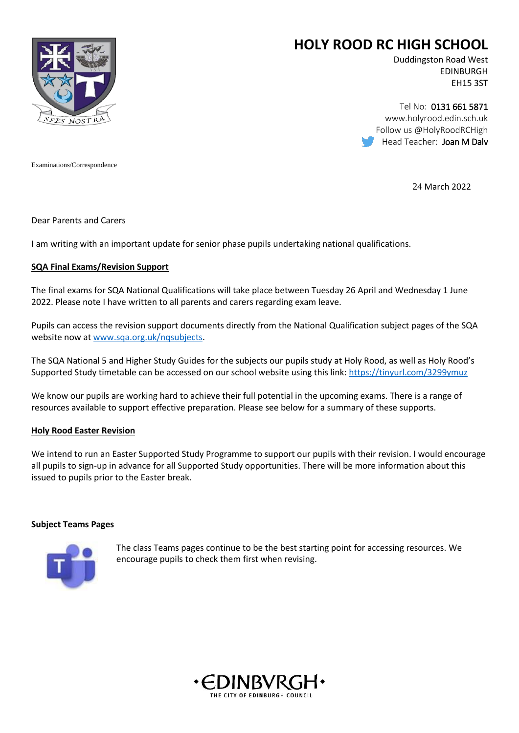# HOLY ROOD RC HIGH SCHOOL

Duddingston Road West
EDINBURGH
EH15 3ST

Tel No: 0131 661 5871
www.holyrood.edin.sch.uk
Follow us @HolyRoodRCHigh
Head Teacher: Joan M Dalv

Examinations/Correspondence

24 March 2022

Dear Parents and Carers

I am writing with an important update for senior phase pupils undertaking national qualifications.

**SQA Final Exams/Revision Support**

The final exams for SQA National Qualifications will take place between Tuesday 26 April and Wednesday 1 June 2022. Please note I have written to all parents and carers regarding exam leave.

Pupils can access the revision support documents directly from the National Qualification subject pages of the SQA website now at [www.sqa.org.uk/nqsubjects](www.sqa.org.uk/nqsubjects).

The SQA National 5 and Higher Study Guides for the subjects our pupils study at Holy Rood, as well as Holy Rood's Supported Study timetable can be accessed on our school website using this link: [https://tinyurl.com/3299ymuz](https://tinyurl.com/3299ymuz)

We know our pupils are working hard to achieve their full potential in the upcoming exams. There is a range of resources available to support effective preparation. Please see below for a summary of these supports.

**Holy Rood Easter Revision**

We intend to run an Easter Supported Study Programme to support our pupils with their revision. I would encourage all pupils to sign-up in advance for all Supported Study opportunities. There will be more information about this issued to pupils prior to the Easter break.

**Subject Teams Pages**

The class Teams pages continue to be the best starting point for accessing resources. We encourage pupils to check them first when revising.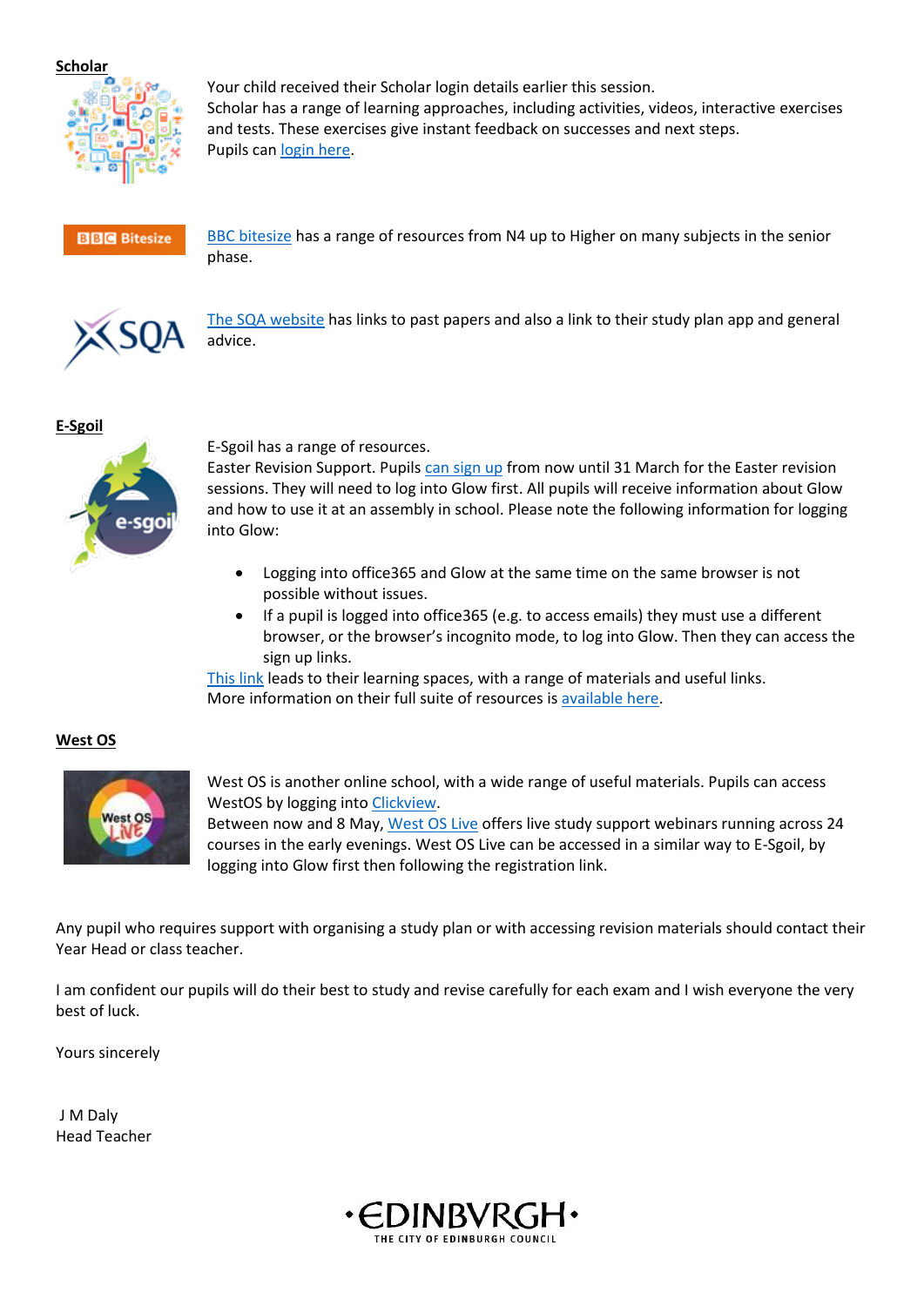**Scholar**

Your child received their Scholar login details earlier this session.
Scholar has a range of learning approaches, including activities, videos, interactive exercises and tests. These exercises give instant feedback on successes and next steps.
Pupils can login here.

BBC bitesize has a range of resources from N4 up to Higher on many subjects in the senior phase.

The SQA website has links to past papers and also a link to their study plan app and general advice.

**E-Sgoil**

E-Sgoil has a range of resources.
Easter Revision Support. Pupils can sign up from now until 31 March for the Easter revision sessions. They will need to log into Glow first. All pupils will receive information about Glow and how to use it at an assembly in school. Please note the following information for logging into Glow:

- Logging into office365 and Glow at the same time on the same browser is not possible without issues.
- If a pupil is logged into office365 (e.g. to access emails) they must use a different browser, or the browser's incognito mode, to log into Glow. Then they can access the sign up links.

This link leads to their learning spaces, with a range of materials and useful links.
More information on their full suite of resources is available here.

**West OS**

West OS is another online school, with a wide range of useful materials. Pupils can access WestOS by logging into Clickview.
Between now and 8 May, West OS Live offers live study support webinars running across 24 courses in the early evenings. West OS Live can be accessed in a similar way to E-Sgoil, by logging into Glow first then following the registration link.

Any pupil who requires support with organising a study plan or with accessing revision materials should contact their Year Head or class teacher.

I am confident our pupils will do their best to study and revise carefully for each exam and I wish everyone the very best of luck.

Yours sincerely

J M Daly
Head Teacher